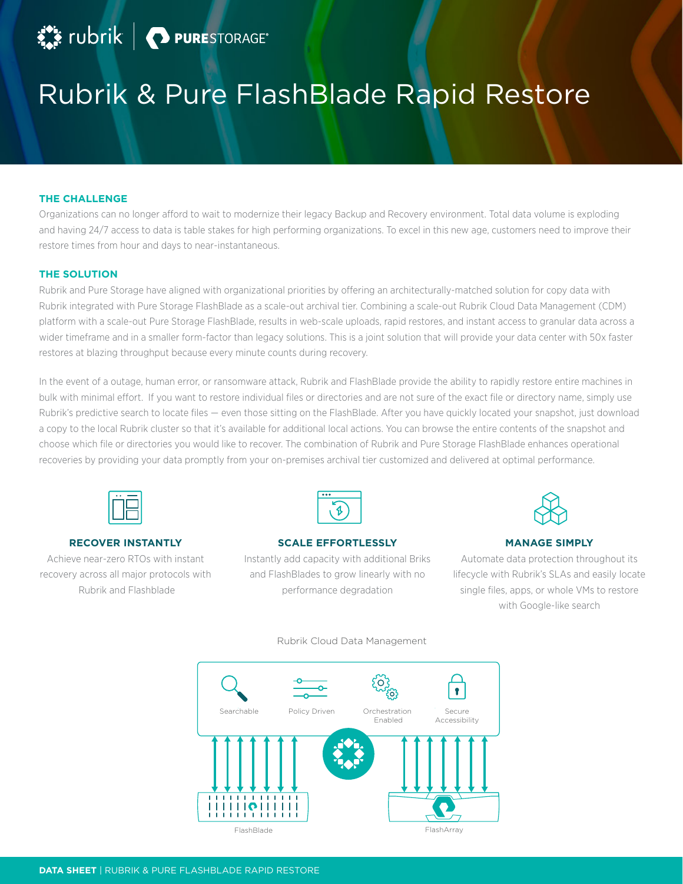# Rubrik & Pure FlashBlade Rapid Restore

### THE CHALLENGE

Organizations can no longer afford to wait to modernize their legacy Backup and Recovery environment. Total data volume is exploding and having 24/7 access to data is table stakes for high performing organizations. To excel in this new age, customers need to improve their restore times from hour and days to near-instantaneous.

### THE SOLUTION

Rubrik and Pure Storage have aligned with organizational priorities by offering an architecturally-matched solution for copy data with Rubrik integrated with Pure Storage FlashBlade as a scale-out archival tier. Combining a scale-out Rubrik Cloud Data Management (CDM) platform with a scale-out Pure Storage FlashBlade, results in web-scale uploads, rapid restores, and instant access to granular data across a wider timeframe and in a smaller form-factor than legacy solutions. This is a joint solution that will provide your data center with 50x faster restores at blazing throughput because every minute counts during recovery.

In the event of a outage, human error, or ransomware attack, Rubrik and FlashBlade provide the ability to rapidly restore entire machines in bulk with minimal effort. If you want to restore individual files or directories and are not sure of the exact file or directory name, simply use Rubrik's predictive search to locate files — even those sitting on the FlashBlade. After you have quickly located your snapshot, just download a copy to the local Rubrik cluster so that it's available for additional local actions. You can browse the entire contents of the snapshot and choose which file or directories you would like to recover. The combination of Rubrik and Pure Storage FlashBlade enhances operational recoveries by providing your data promptly from your on-premises archival tier customized and delivered at optimal performance.

#### RECOVER INSTANTLY

Achieve near-zero RTOs with instant recovery across all major protocols with Rubrik and Flashblade

#### SCALE EFFORTLESSLY

Instantly add capacity with additional Briks and FlashBlades to grow linearly with no performance degradation

#### MANAGE SIMPLY

Automate data protection throughout its lifecycle with Rubrik's SLAs and easily locate single files, apps, or whole VMs to restore with Google-like search

Rubrik Cloud Data Management

Searchable | Policy Driven | Orchestration Enabled | Secure Accessibility

FlashBlade | FlashArray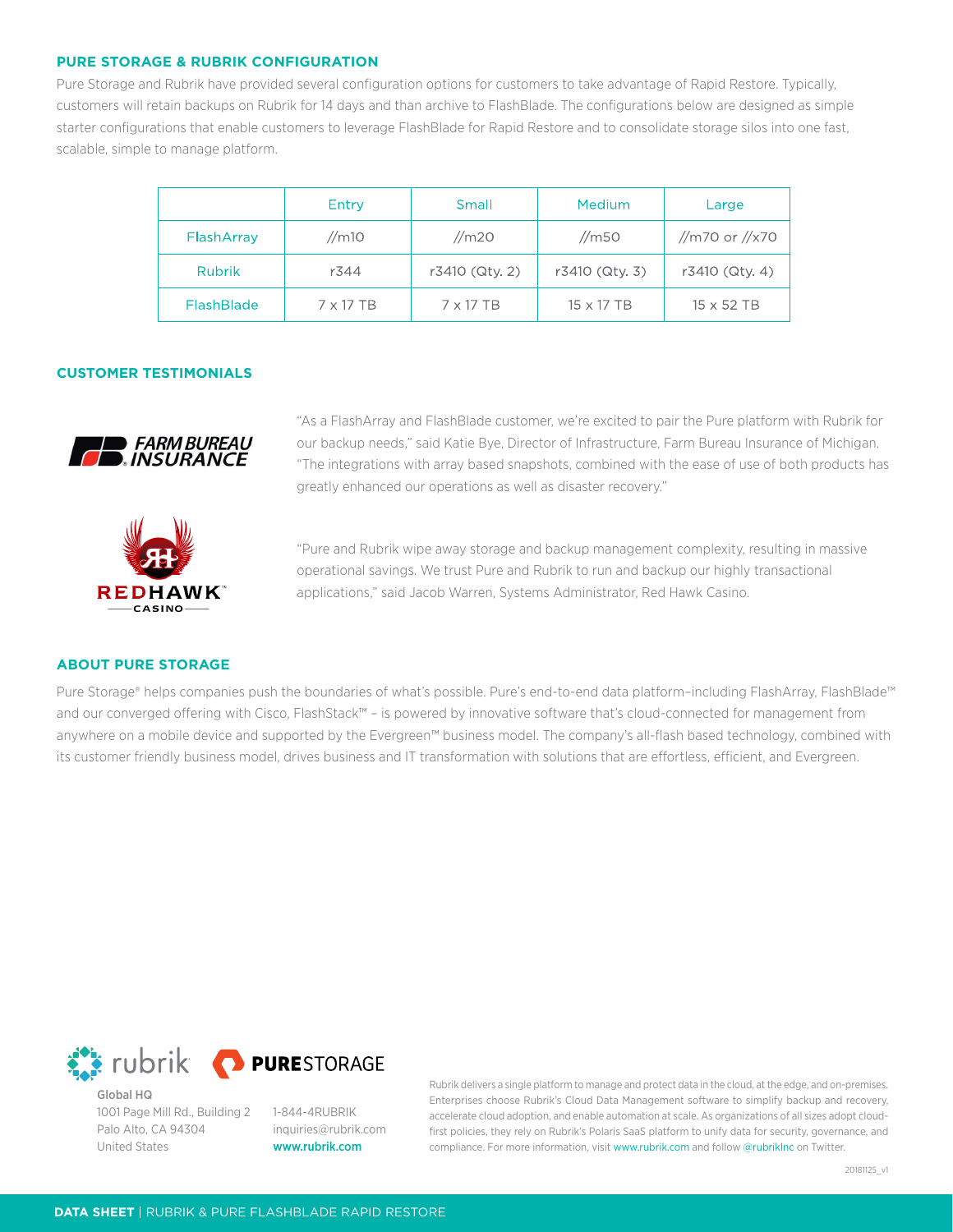## PURE STORAGE & RUBRIK CONFIGURATION

Pure Storage and Rubrik have provided several configuration options for customers to take advantage of Rapid Restore. Typically, customers will retain backups on Rubrik for 14 days and than archive to FlashBlade. The configurations below are designed as simple starter configurations that enable customers to leverage FlashBlade for Rapid Restore and to consolidate storage silos into one fast, scalable, simple to manage platform.

| | Entry | Small | Medium | Large |
|---|---|---|---|---|
| FlashArray | //m10 | //m20 | //m50 | //m70 or //x70 |
| Rubrik | r344 | r3410 (Qty. 2) | r3410 (Qty. 3) | r3410 (Qty. 4) |
| FlashBlade | 7 x 17 TB | 7 x 17 TB | 15 x 17 TB | 15 x 52 TB |

## CUSTOMER TESTIMONIALS

FARM BUREAU INSURANCE

"As a FlashArray and FlashBlade customer, we're excited to pair the Pure platform with Rubrik for our backup needs," said Katie Bye, Director of Infrastructure, Farm Bureau Insurance of Michigan. "The integrations with array based snapshots, combined with the ease of use of both products has greatly enhanced our operations as well as disaster recovery."

REDHAWK CASINO

"Pure and Rubrik wipe away storage and backup management complexity, resulting in massive operational savings. We trust Pure and Rubrik to run and backup our highly transactional applications," said Jacob Warren, Systems Administrator, Red Hawk Casino.

## ABOUT PURE STORAGE

Pure Storage® helps companies push the boundaries of what's possible. Pure's end-to-end data platform–including FlashArray, FlashBlade™ and our converged offering with Cisco, FlashStack™ – is powered by innovative software that's cloud-connected for management from anywhere on a mobile device and supported by the Evergreen™ business model. The company's all-flash based technology, combined with its customer friendly business model, drives business and IT transformation with solutions that are effortless, efficient, and Evergreen.

rubrik PURESTORAGE

Global HQ
1001 Page Mill Rd., Building 2
Palo Alto, CA 94304
United States

1-844-4RUBRIK
inquiries@rubrik.com
**www.rubrik.com**

Rubrik delivers a single platform to manage and protect data in the cloud, at the edge, and on-premises. Enterprises choose Rubrik's Cloud Data Management software to simplify backup and recovery, accelerate cloud adoption, and enable automation at scale. As organizations of all sizes adopt cloud-first policies, they rely on Rubrik's Polaris SaaS platform to unify data for security, governance, and compliance. For more information, visit www.rubrik.com and follow @rubrikInc on Twitter.

20181125_v1